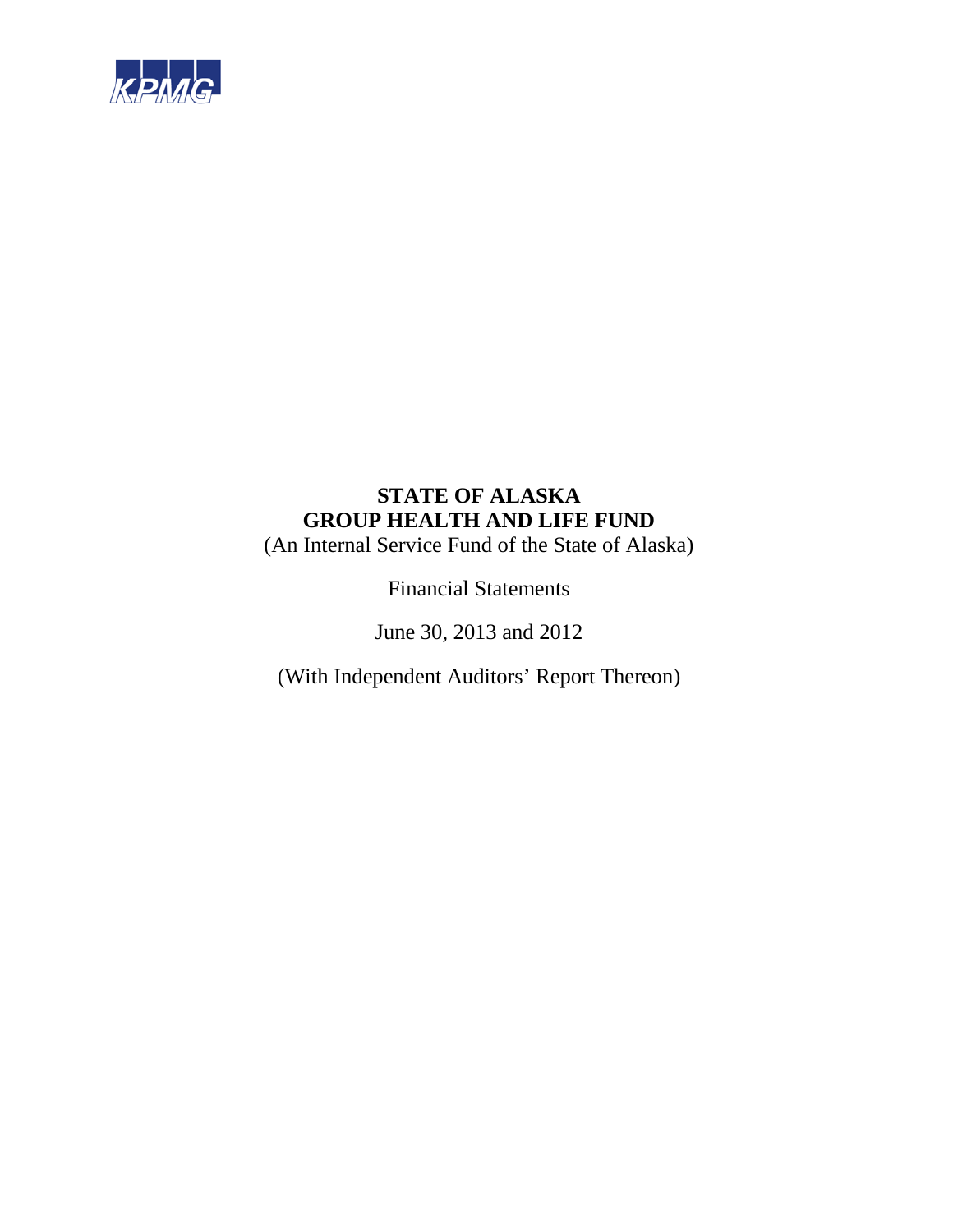KPMG

# STATE OF ALASKA
# GROUP HEALTH AND LIFE FUND

(An Internal Service Fund of the State of Alaska)

Financial Statements

June 30, 2013 and 2012

(With Independent Auditors' Report Thereon)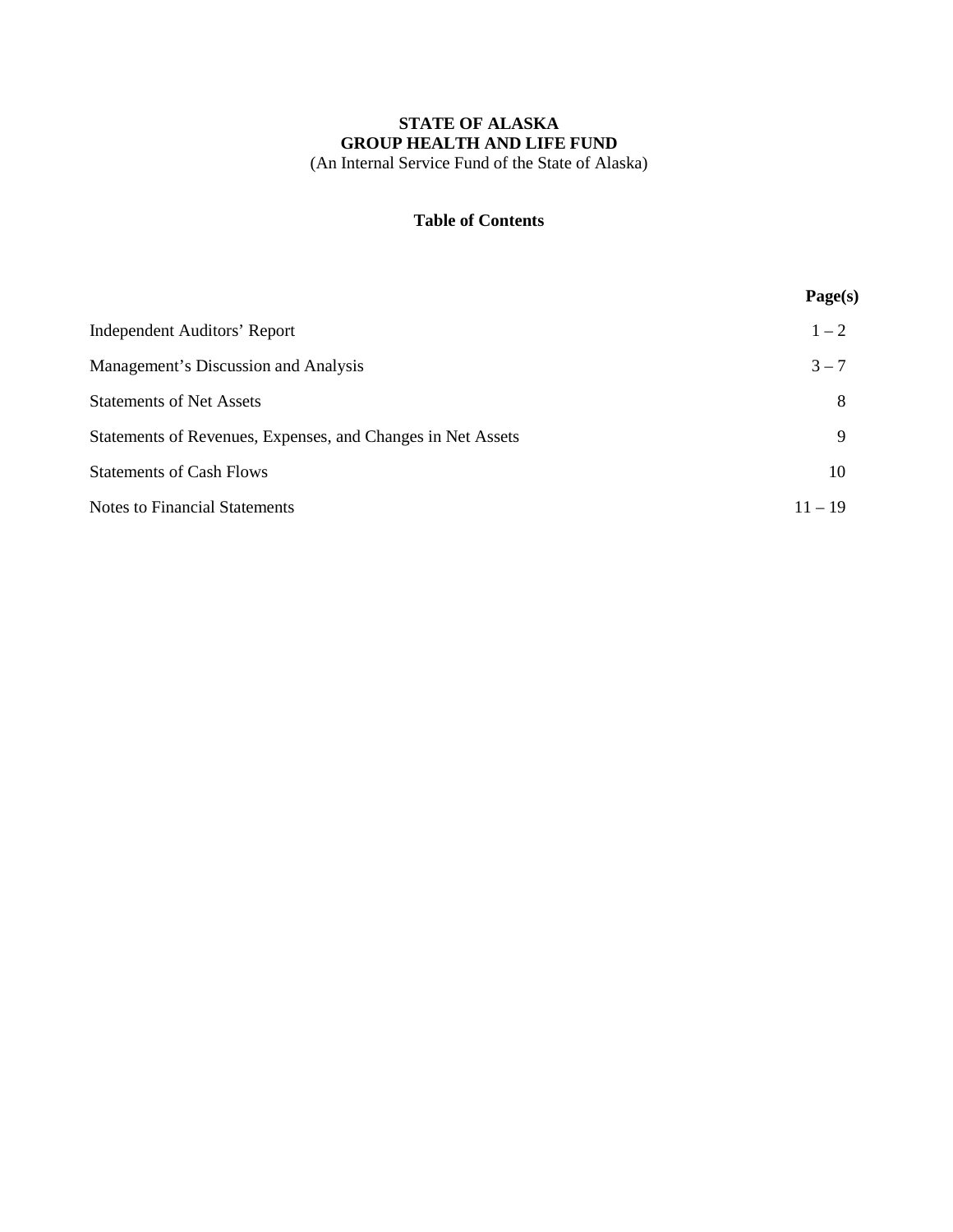**STATE OF ALASKA**
**GROUP HEALTH AND LIFE FUND**
(An Internal Service Fund of the State of Alaska)

**Table of Contents**

| | **Page(s)** |
|---|---|
| Independent Auditors’ Report | 1 – 2 |
| Management’s Discussion and Analysis | 3 – 7 |
| Statements of Net Assets | 8 |
| Statements of Revenues, Expenses, and Changes in Net Assets | 9 |
| Statements of Cash Flows | 10 |
| Notes to Financial Statements | 11 – 19 |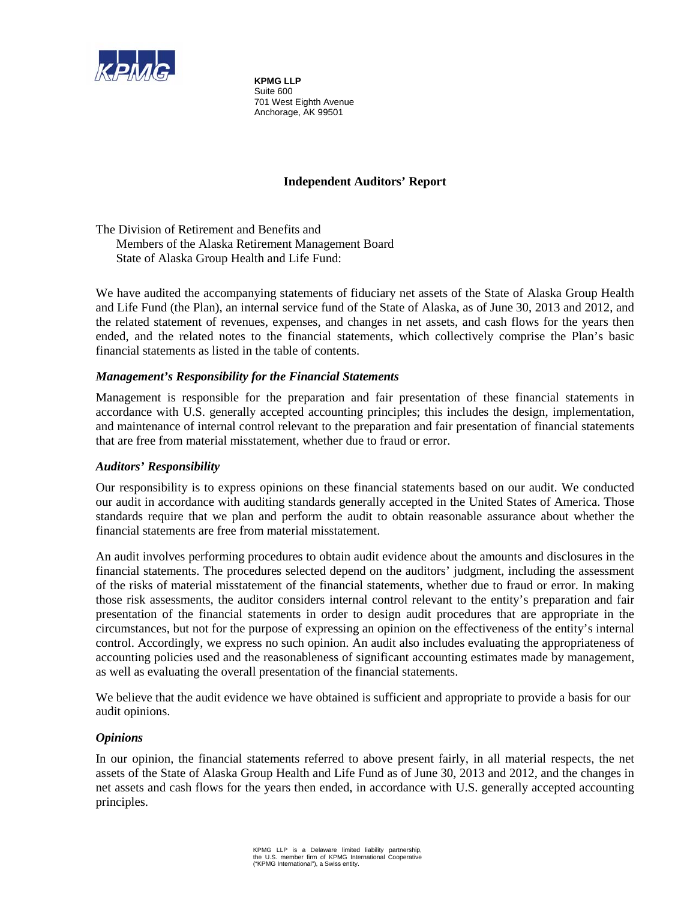**KPMG LLP**
Suite 600
701 West Eighth Avenue
Anchorage, AK 99501

## Independent Auditors' Report

The Division of Retirement and Benefits and
Members of the Alaska Retirement Management Board
State of Alaska Group Health and Life Fund:

We have audited the accompanying statements of fiduciary net assets of the State of Alaska Group Health and Life Fund (the Plan), an internal service fund of the State of Alaska, as of June 30, 2013 and 2012, and the related statement of revenues, expenses, and changes in net assets, and cash flows for the years then ended, and the related notes to the financial statements, which collectively comprise the Plan's basic financial statements as listed in the table of contents.

### *Management's Responsibility for the Financial Statements*

Management is responsible for the preparation and fair presentation of these financial statements in accordance with U.S. generally accepted accounting principles; this includes the design, implementation, and maintenance of internal control relevant to the preparation and fair presentation of financial statements that are free from material misstatement, whether due to fraud or error.

### *Auditors' Responsibility*

Our responsibility is to express opinions on these financial statements based on our audit. We conducted our audit in accordance with auditing standards generally accepted in the United States of America. Those standards require that we plan and perform the audit to obtain reasonable assurance about whether the financial statements are free from material misstatement.

An audit involves performing procedures to obtain audit evidence about the amounts and disclosures in the financial statements. The procedures selected depend on the auditors' judgment, including the assessment of the risks of material misstatement of the financial statements, whether due to fraud or error. In making those risk assessments, the auditor considers internal control relevant to the entity's preparation and fair presentation of the financial statements in order to design audit procedures that are appropriate in the circumstances, but not for the purpose of expressing an opinion on the effectiveness of the entity's internal control. Accordingly, we express no such opinion. An audit also includes evaluating the appropriateness of accounting policies used and the reasonableness of significant accounting estimates made by management, as well as evaluating the overall presentation of the financial statements.

We believe that the audit evidence we have obtained is sufficient and appropriate to provide a basis for our audit opinions.

### *Opinions*

In our opinion, the financial statements referred to above present fairly, in all material respects, the net assets of the State of Alaska Group Health and Life Fund as of June 30, 2013 and 2012, and the changes in net assets and cash flows for the years then ended, in accordance with U.S. generally accepted accounting principles.

KPMG LLP is a Delaware limited liability partnership, the U.S. member firm of KPMG International Cooperative ("KPMG International"), a Swiss entity.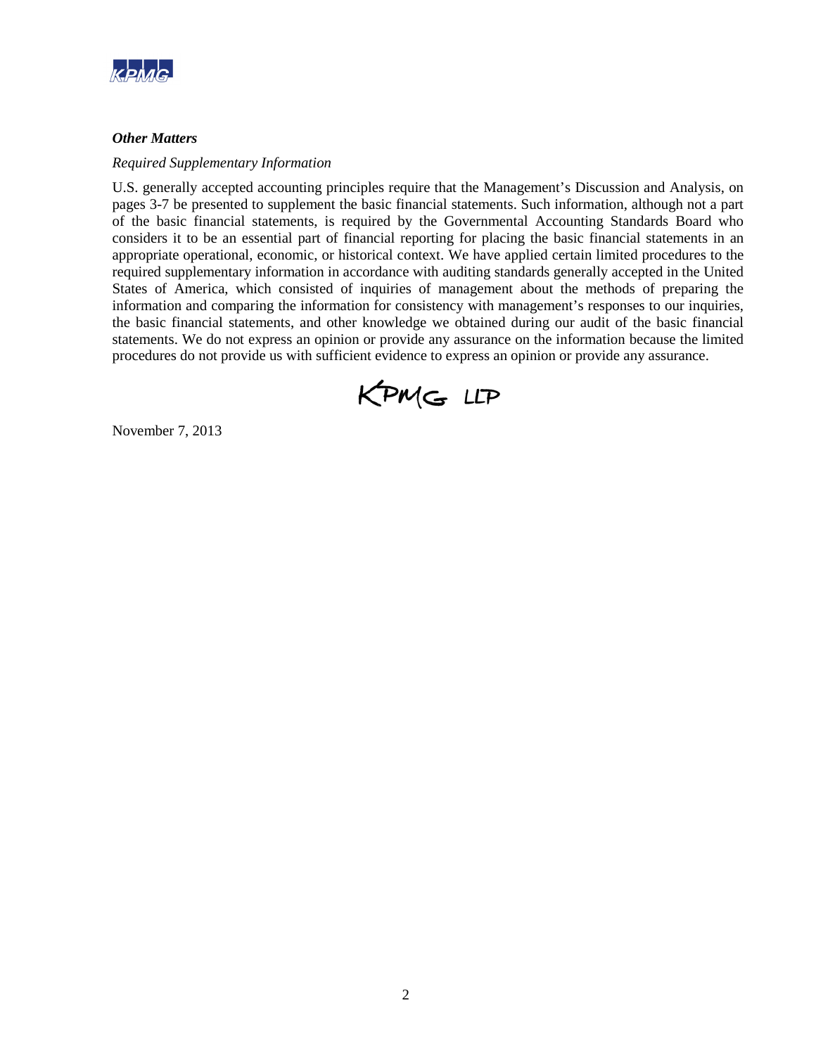***Other Matters***

*Required Supplementary Information*

U.S. generally accepted accounting principles require that the Management's Discussion and Analysis, on pages 3-7 be presented to supplement the basic financial statements. Such information, although not a part of the basic financial statements, is required by the Governmental Accounting Standards Board who considers it to be an essential part of financial reporting for placing the basic financial statements in an appropriate operational, economic, or historical context. We have applied certain limited procedures to the required supplementary information in accordance with auditing standards generally accepted in the United States of America, which consisted of inquiries of management about the methods of preparing the information and comparing the information for consistency with management's responses to our inquiries, the basic financial statements, and other knowledge we obtained during our audit of the basic financial statements. We do not express an opinion or provide any assurance on the information because the limited procedures do not provide us with sufficient evidence to express an opinion or provide any assurance.

KPMG LLP

November 7, 2013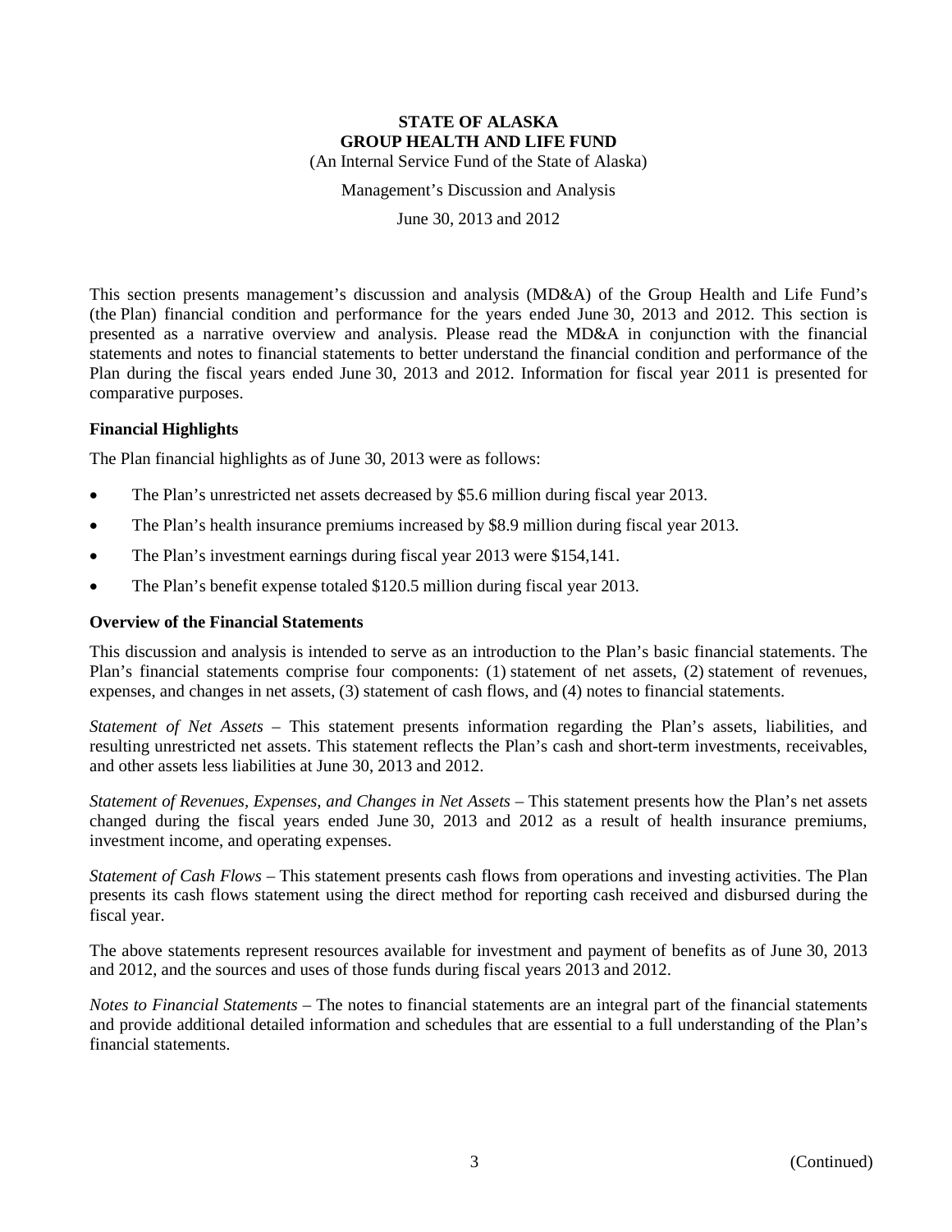# STATE OF ALASKA
# GROUP HEALTH AND LIFE FUND

(An Internal Service Fund of the State of Alaska)

Management's Discussion and Analysis

June 30, 2013 and 2012

This section presents management's discussion and analysis (MD&A) of the Group Health and Life Fund's (the Plan) financial condition and performance for the years ended June 30, 2013 and 2012. This section is presented as a narrative overview and analysis. Please read the MD&A in conjunction with the financial statements and notes to financial statements to better understand the financial condition and performance of the Plan during the fiscal years ended June 30, 2013 and 2012. Information for fiscal year 2011 is presented for comparative purposes.

### Financial Highlights

The Plan financial highlights as of June 30, 2013 were as follows:

- The Plan's unrestricted net assets decreased by $5.6 million during fiscal year 2013.
- The Plan's health insurance premiums increased by $8.9 million during fiscal year 2013.
- The Plan's investment earnings during fiscal year 2013 were $154,141.
- The Plan's benefit expense totaled $120.5 million during fiscal year 2013.

### Overview of the Financial Statements

This discussion and analysis is intended to serve as an introduction to the Plan's basic financial statements. The Plan's financial statements comprise four components: (1) statement of net assets, (2) statement of revenues, expenses, and changes in net assets, (3) statement of cash flows, and (4) notes to financial statements.

*Statement of Net Assets* – This statement presents information regarding the Plan's assets, liabilities, and resulting unrestricted net assets. This statement reflects the Plan's cash and short-term investments, receivables, and other assets less liabilities at June 30, 2013 and 2012.

*Statement of Revenues, Expenses, and Changes in Net Assets* – This statement presents how the Plan's net assets changed during the fiscal years ended June 30, 2013 and 2012 as a result of health insurance premiums, investment income, and operating expenses.

*Statement of Cash Flows* – This statement presents cash flows from operations and investing activities. The Plan presents its cash flows statement using the direct method for reporting cash received and disbursed during the fiscal year.

The above statements represent resources available for investment and payment of benefits as of June 30, 2013 and 2012, and the sources and uses of those funds during fiscal years 2013 and 2012.

*Notes to Financial Statements* – The notes to financial statements are an integral part of the financial statements and provide additional detailed information and schedules that are essential to a full understanding of the Plan's financial statements.

(Continued)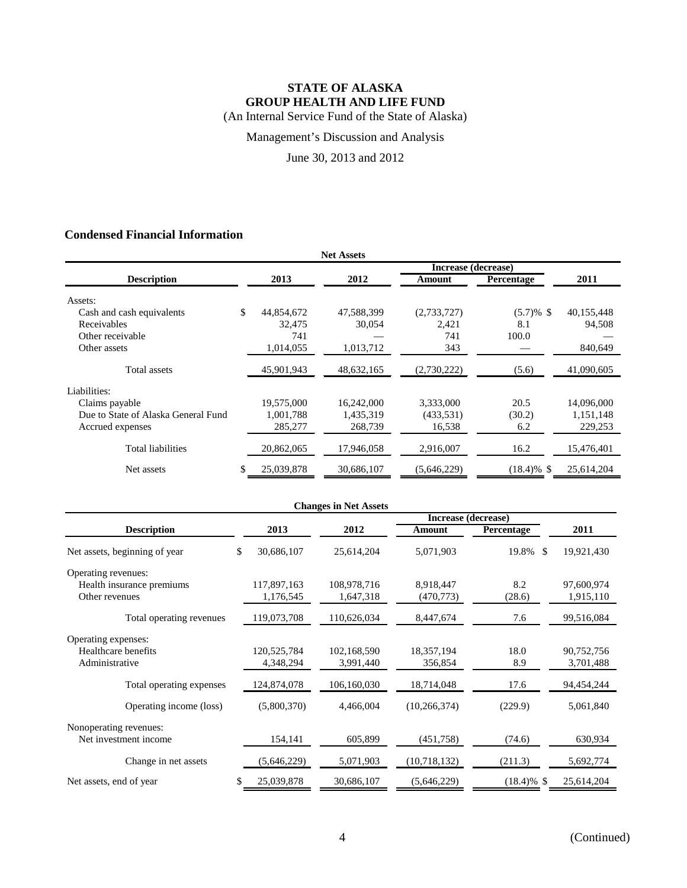# STATE OF ALASKA
# GROUP HEALTH AND LIFE FUND

(An Internal Service Fund of the State of Alaska)

Management's Discussion and Analysis

June 30, 2013 and 2012

## Condensed Financial Information

**Net Assets**

| Description | 2013 | 2012 | Increase (decrease) Amount | Percentage | 2011 |
|---|---|---|---|---|---|
| Assets: | | | | | |
| Cash and cash equivalents | $ 44,854,672 | 47,588,399 | (2,733,727) | (5.7)% | $ 40,155,448 |
| Receivables | 32,475 | 30,054 | 2,421 | 8.1 | 94,508 |
| Other receivable | 741 | — | 741 | 100.0 | — |
| Other assets | 1,014,055 | 1,013,712 | 343 | — | 840,649 |
| Total assets | 45,901,943 | 48,632,165 | (2,730,222) | (5.6) | 41,090,605 |
| Liabilities: | | | | | |
| Claims payable | 19,575,000 | 16,242,000 | 3,333,000 | 20.5 | 14,096,000 |
| Due to State of Alaska General Fund | 1,001,788 | 1,435,319 | (433,531) | (30.2) | 1,151,148 |
| Accrued expenses | 285,277 | 268,739 | 16,538 | 6.2 | 229,253 |
| Total liabilities | 20,862,065 | 17,946,058 | 2,916,007 | 16.2 | 15,476,401 |
| Net assets | $ 25,039,878 | 30,686,107 | (5,646,229) | (18.4)% | $ 25,614,204 |

**Changes in Net Assets**

| Description | 2013 | 2012 | Increase (decrease) Amount | Percentage | 2011 |
|---|---|---|---|---|---|
| Net assets, beginning of year | $ 30,686,107 | 25,614,204 | 5,071,903 | 19.8% | $ 19,921,430 |
| Operating revenues: | | | | | |
| Health insurance premiums | 117,897,163 | 108,978,716 | 8,918,447 | 8.2 | 97,600,974 |
| Other revenues | 1,176,545 | 1,647,318 | (470,773) | (28.6) | 1,915,110 |
| Total operating revenues | 119,073,708 | 110,626,034 | 8,447,674 | 7.6 | 99,516,084 |
| Operating expenses: | | | | | |
| Healthcare benefits | 120,525,784 | 102,168,590 | 18,357,194 | 18.0 | 90,752,756 |
| Administrative | 4,348,294 | 3,991,440 | 356,854 | 8.9 | 3,701,488 |
| Total operating expenses | 124,874,078 | 106,160,030 | 18,714,048 | 17.6 | 94,454,244 |
| Operating income (loss) | (5,800,370) | 4,466,004 | (10,266,374) | (229.9) | 5,061,840 |
| Nonoperating revenues: | | | | | |
| Net investment income | 154,141 | 605,899 | (451,758) | (74.6) | 630,934 |
| Change in net assets | (5,646,229) | 5,071,903 | (10,718,132) | (211.3) | 5,692,774 |
| Net assets, end of year | $ 25,039,878 | 30,686,107 | (5,646,229) | (18.4)% | $ 25,614,204 |

(Continued)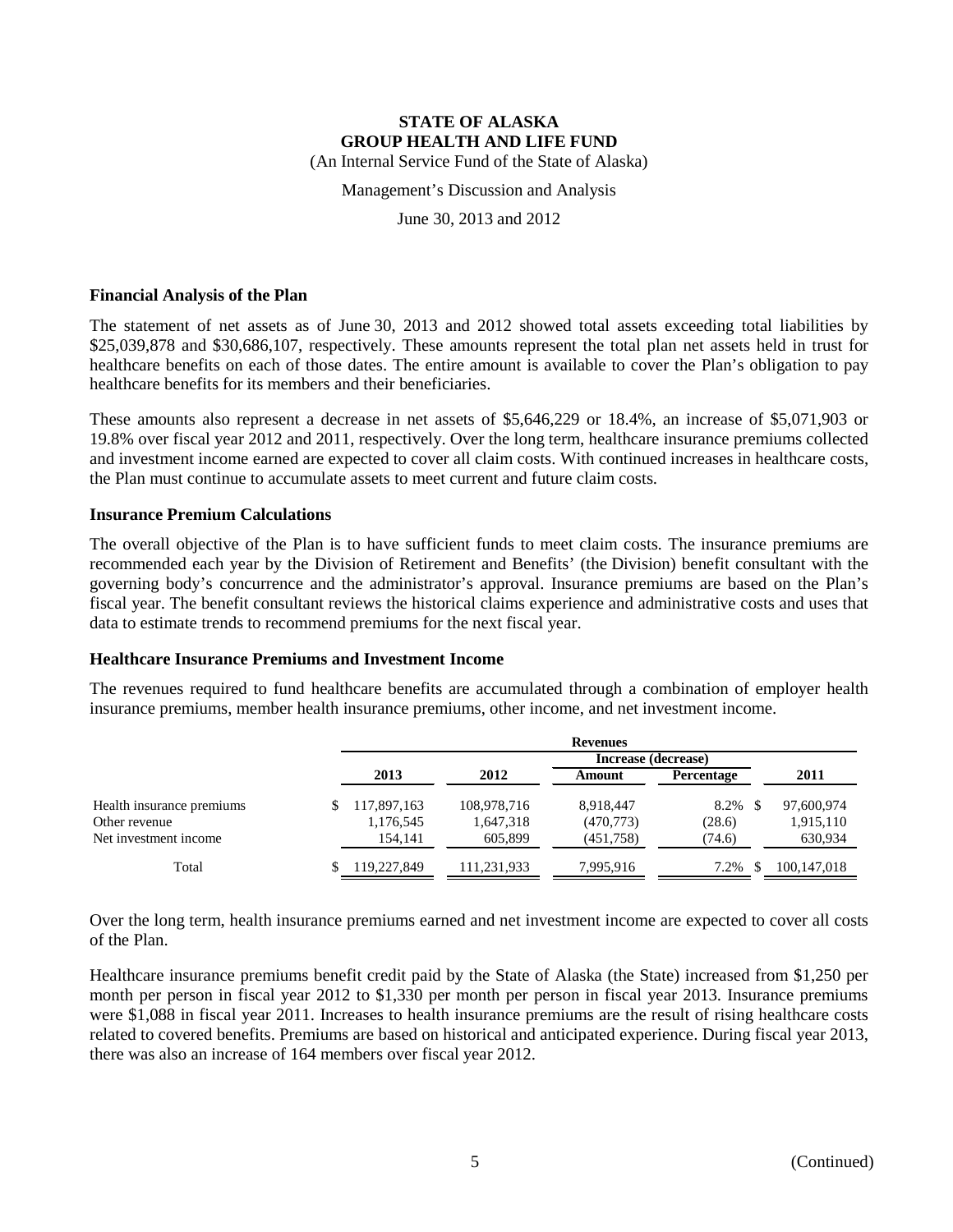# STATE OF ALASKA
# GROUP HEALTH AND LIFE FUND

(An Internal Service Fund of the State of Alaska)

Management's Discussion and Analysis

June 30, 2013 and 2012

### Financial Analysis of the Plan

The statement of net assets as of June 30, 2013 and 2012 showed total assets exceeding total liabilities by \$25,039,878 and \$30,686,107, respectively. These amounts represent the total plan net assets held in trust for healthcare benefits on each of those dates. The entire amount is available to cover the Plan's obligation to pay healthcare benefits for its members and their beneficiaries.

These amounts also represent a decrease in net assets of \$5,646,229 or 18.4%, an increase of \$5,071,903 or 19.8% over fiscal year 2012 and 2011, respectively. Over the long term, healthcare insurance premiums collected and investment income earned are expected to cover all claim costs. With continued increases in healthcare costs, the Plan must continue to accumulate assets to meet current and future claim costs.

### Insurance Premium Calculations

The overall objective of the Plan is to have sufficient funds to meet claim costs. The insurance premiums are recommended each year by the Division of Retirement and Benefits' (the Division) benefit consultant with the governing body's concurrence and the administrator's approval. Insurance premiums are based on the Plan's fiscal year. The benefit consultant reviews the historical claims experience and administrative costs and uses that data to estimate trends to recommend premiums for the next fiscal year.

### Healthcare Insurance Premiums and Investment Income

The revenues required to fund healthcare benefits are accumulated through a combination of employer health insurance premiums, member health insurance premiums, other income, and net investment income.

| | Revenues | | | | |
|---|---|---|---|---|---|
| | | | Increase (decrease) | | |
| | 2013 | 2012 | Amount | Percentage | 2011 |
| Health insurance premiums | $ 117,897,163 | 108,978,716 | 8,918,447 | 8.2% | $ 97,600,974 |
| Other revenue | 1,176,545 | 1,647,318 | (470,773) | (28.6) | 1,915,110 |
| Net investment income | 154,141 | 605,899 | (451,758) | (74.6) | 630,934 |
| Total | $ 119,227,849 | 111,231,933 | 7,995,916 | 7.2% | $ 100,147,018 |

Over the long term, health insurance premiums earned and net investment income are expected to cover all costs of the Plan.

Healthcare insurance premiums benefit credit paid by the State of Alaska (the State) increased from \$1,250 per month per person in fiscal year 2012 to \$1,330 per month per person in fiscal year 2013. Insurance premiums were \$1,088 in fiscal year 2011. Increases to health insurance premiums are the result of rising healthcare costs related to covered benefits. Premiums are based on historical and anticipated experience. During fiscal year 2013, there was also an increase of 164 members over fiscal year 2012.

(Continued)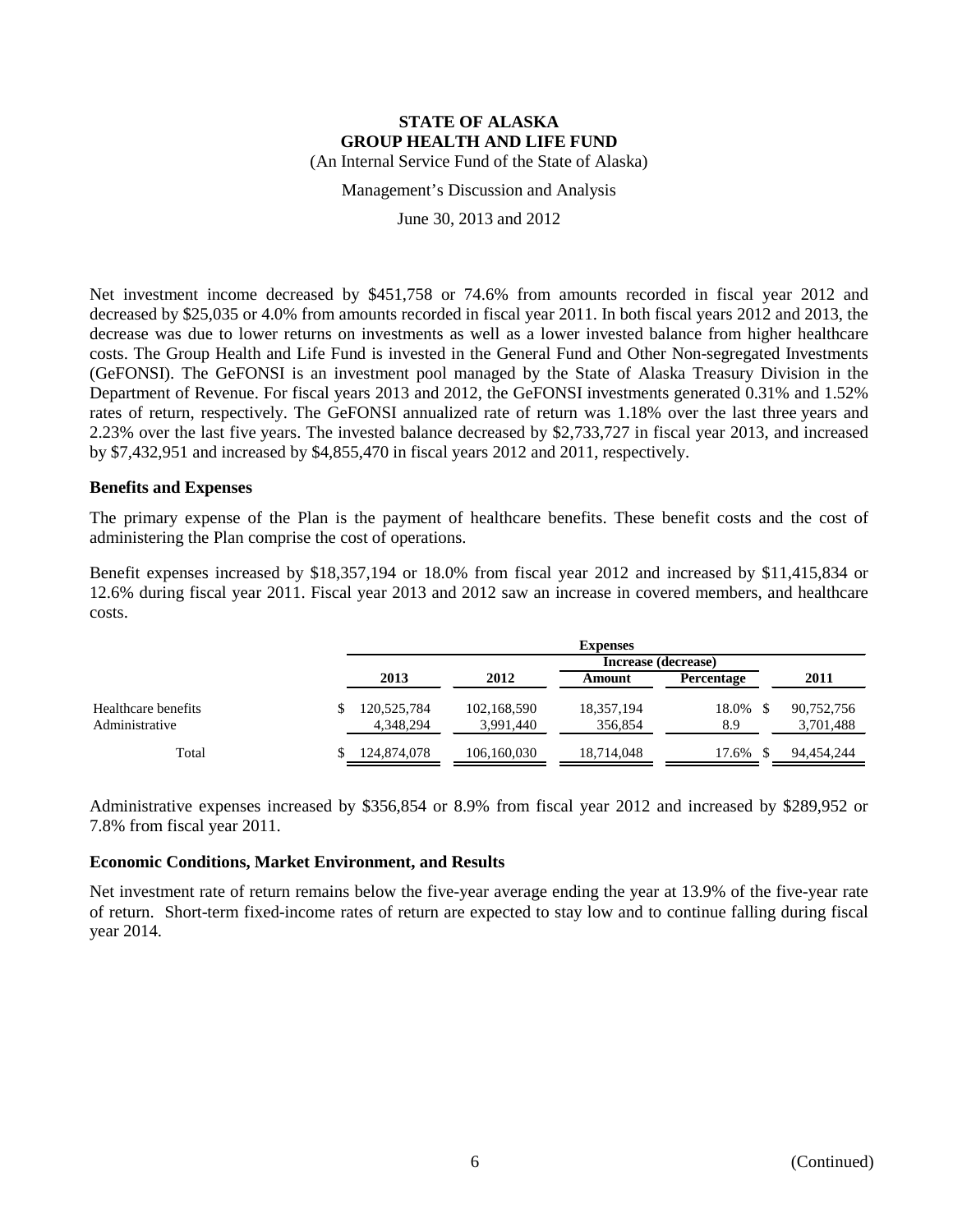Net investment income decreased by \$451,758 or 74.6% from amounts recorded in fiscal year 2012 and decreased by \$25,035 or 4.0% from amounts recorded in fiscal year 2011. In both fiscal years 2012 and 2013, the decrease was due to lower returns on investments as well as a lower invested balance from higher healthcare costs. The Group Health and Life Fund is invested in the General Fund and Other Non-segregated Investments (GeFONSI). The GeFONSI is an investment pool managed by the State of Alaska Treasury Division in the Department of Revenue. For fiscal years 2013 and 2012, the GeFONSI investments generated 0.31% and 1.52% rates of return, respectively. The GeFONSI annualized rate of return was 1.18% over the last three years and 2.23% over the last five years. The invested balance decreased by \$2,733,727 in fiscal year 2013, and increased by \$7,432,951 and increased by \$4,855,470 in fiscal years 2012 and 2011, respectively.

### Benefits and Expenses

The primary expense of the Plan is the payment of healthcare benefits. These benefit costs and the cost of administering the Plan comprise the cost of operations.

Benefit expenses increased by \$18,357,194 or 18.0% from fiscal year 2012 and increased by \$11,415,834 or 12.6% during fiscal year 2011. Fiscal year 2013 and 2012 saw an increase in covered members, and healthcare costs.

| | Expenses | | | | |
|---|---|---|---|---|---|
| | | | Increase (decrease) | | |
| | 2013 | 2012 | Amount | Percentage | 2011 |
| Healthcare benefits | \$ 120,525,784 | 102,168,590 | 18,357,194 | 18.0% | \$ 90,752,756 |
| Administrative | 4,348,294 | 3,991,440 | 356,854 | 8.9 | 3,701,488 |
| Total | \$ 124,874,078 | 106,160,030 | 18,714,048 | 17.6% | \$ 94,454,244 |

Administrative expenses increased by \$356,854 or 8.9% from fiscal year 2012 and increased by \$289,952 or 7.8% from fiscal year 2011.

### Economic Conditions, Market Environment, and Results

Net investment rate of return remains below the five-year average ending the year at 13.9% of the five-year rate of return. Short-term fixed-income rates of return are expected to stay low and to continue falling during fiscal year 2014.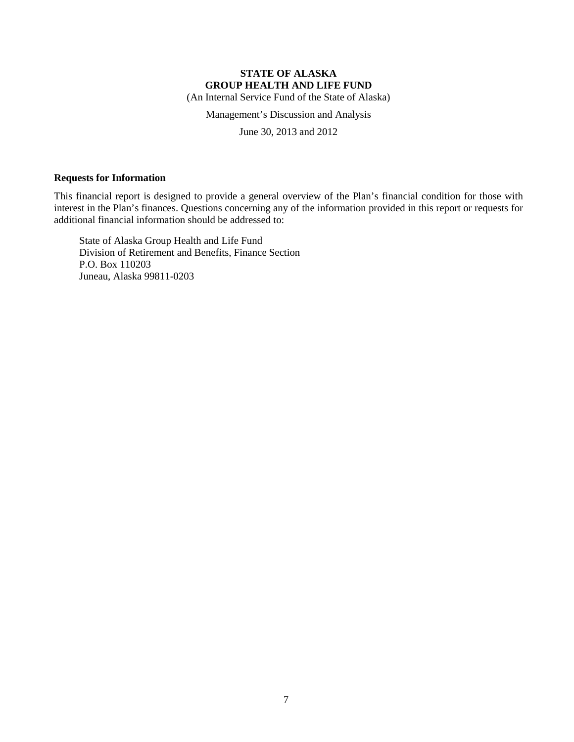# STATE OF ALASKA
# GROUP HEALTH AND LIFE FUND

(An Internal Service Fund of the State of Alaska)

Management's Discussion and Analysis

June 30, 2013 and 2012

## Requests for Information

This financial report is designed to provide a general overview of the Plan's financial condition for those with interest in the Plan's finances. Questions concerning any of the information provided in this report or requests for additional financial information should be addressed to:

State of Alaska Group Health and Life Fund
Division of Retirement and Benefits, Finance Section
P.O. Box 110203
Juneau, Alaska 99811-0203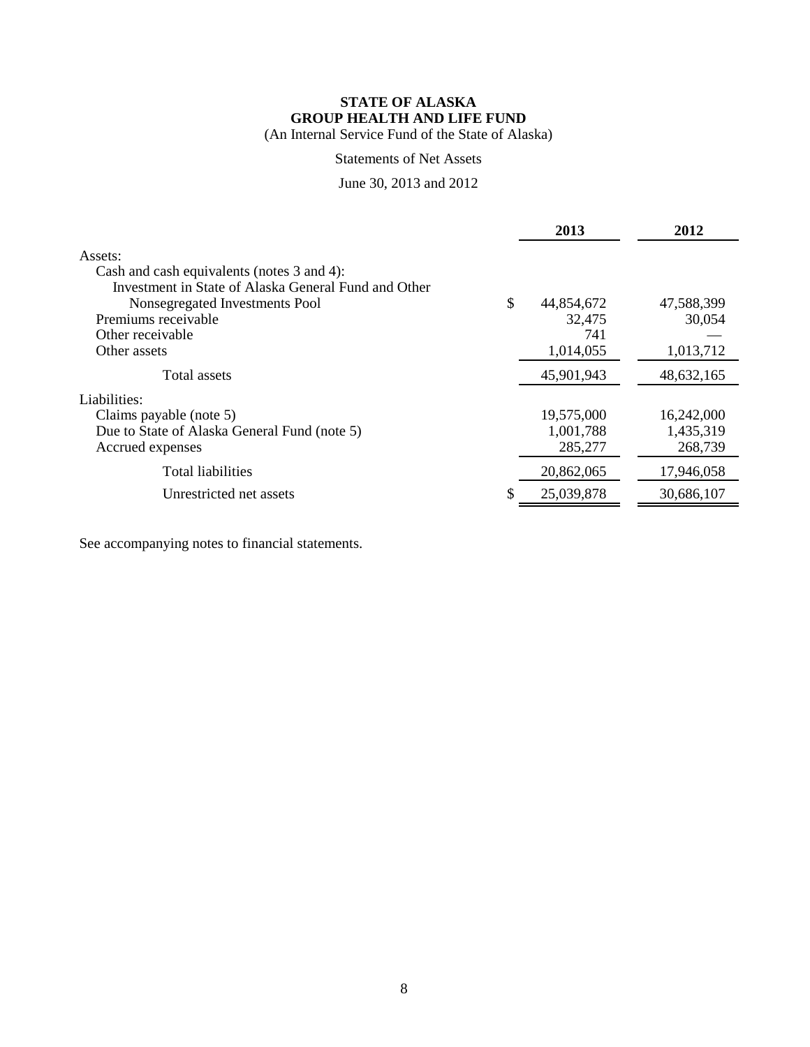# STATE OF ALASKA
# GROUP HEALTH AND LIFE FUND

(An Internal Service Fund of the State of Alaska)

Statements of Net Assets

June 30, 2013 and 2012

| | 2013 | 2012 |
|---|---|---|
| Assets: | | |
| Cash and cash equivalents (notes 3 and 4): | | |
| Investment in State of Alaska General Fund and Other Nonsegregated Investments Pool | $ 44,854,672 | 47,588,399 |
| Premiums receivable | 32,475 | 30,054 |
| Other receivable | 741 | — |
| Other assets | 1,014,055 | 1,013,712 |
| Total assets | 45,901,943 | 48,632,165 |
| Liabilities: | | |
| Claims payable (note 5) | 19,575,000 | 16,242,000 |
| Due to State of Alaska General Fund (note 5) | 1,001,788 | 1,435,319 |
| Accrued expenses | 285,277 | 268,739 |
| Total liabilities | 20,862,065 | 17,946,058 |
| Unrestricted net assets | $ 25,039,878 | 30,686,107 |

See accompanying notes to financial statements.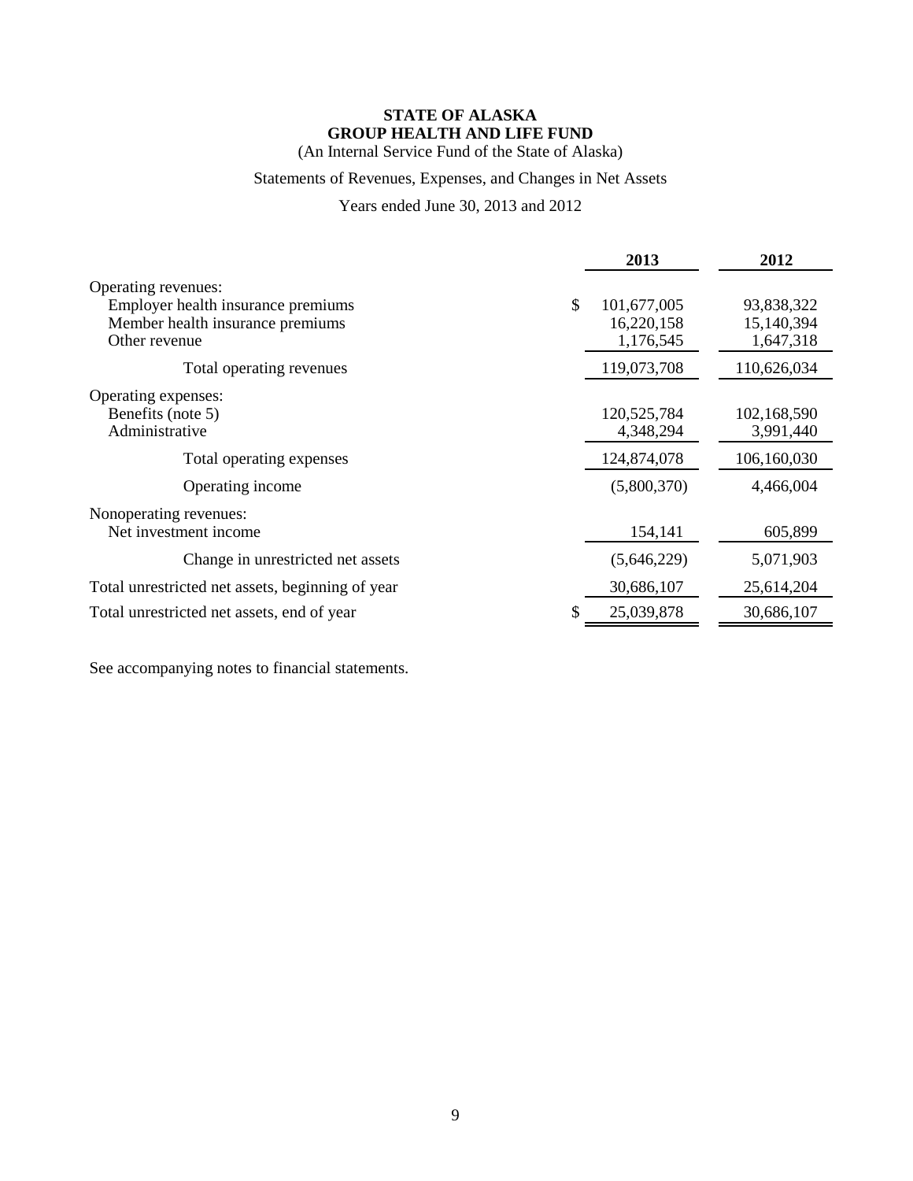**STATE OF ALASKA**
**GROUP HEALTH AND LIFE FUND**
(An Internal Service Fund of the State of Alaska)

Statements of Revenues, Expenses, and Changes in Net Assets

Years ended June 30, 2013 and 2012

| | 2013 | 2012 |
|---|---|---|
| Operating revenues: | | |
| Employer health insurance premiums | $ 101,677,005 | 93,838,322 |
| Member health insurance premiums | 16,220,158 | 15,140,394 |
| Other revenue | 1,176,545 | 1,647,318 |
| Total operating revenues | 119,073,708 | 110,626,034 |
| Operating expenses: | | |
| Benefits (note 5) | 120,525,784 | 102,168,590 |
| Administrative | 4,348,294 | 3,991,440 |
| Total operating expenses | 124,874,078 | 106,160,030 |
| Operating income | (5,800,370) | 4,466,004 |
| Nonoperating revenues: | | |
| Net investment income | 154,141 | 605,899 |
| Change in unrestricted net assets | (5,646,229) | 5,071,903 |
| Total unrestricted net assets, beginning of year | 30,686,107 | 25,614,204 |
| Total unrestricted net assets, end of year | $ 25,039,878 | 30,686,107 |

See accompanying notes to financial statements.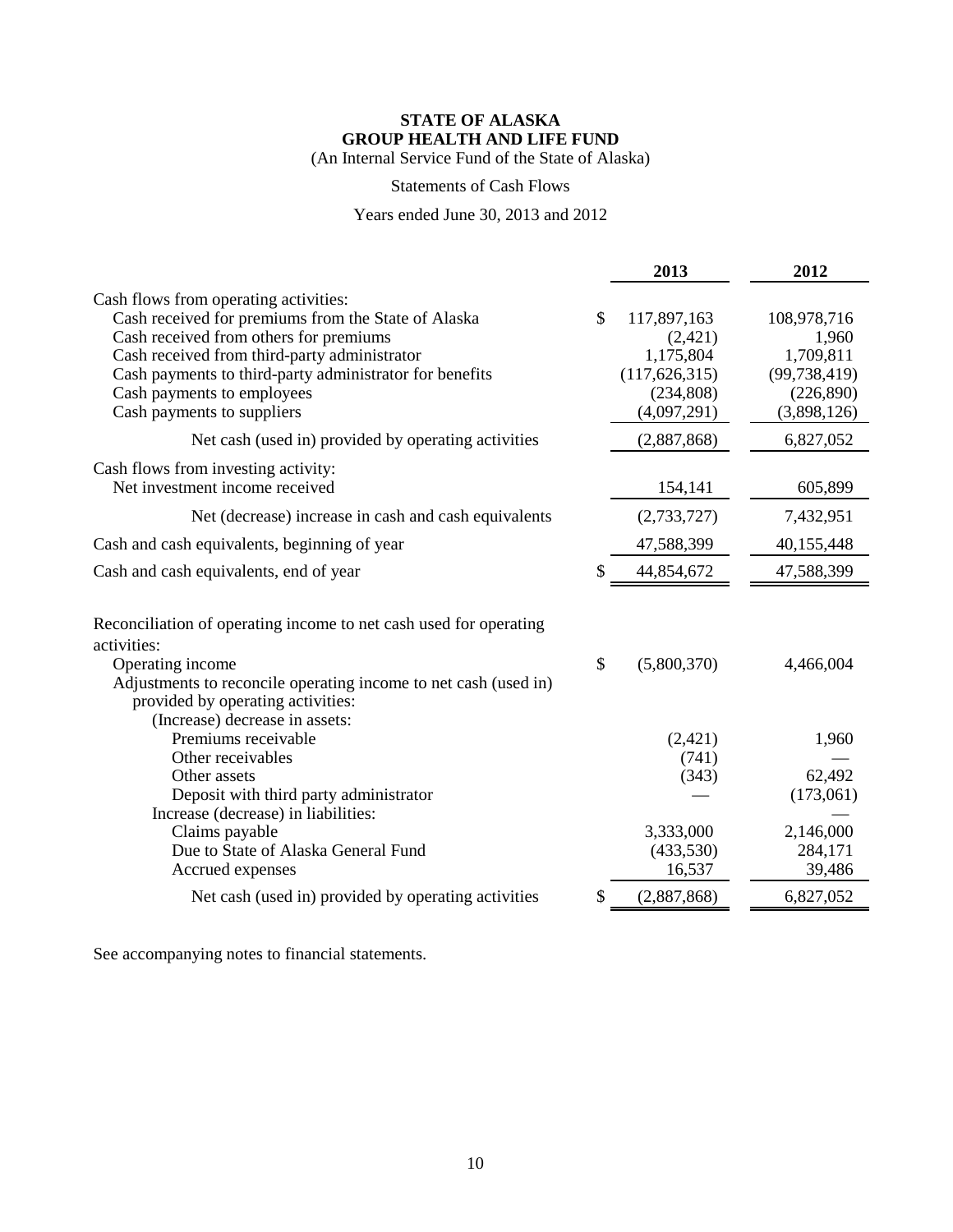# STATE OF ALASKA
## GROUP HEALTH AND LIFE FUND

(An Internal Service Fund of the State of Alaska)

Statements of Cash Flows

Years ended June 30, 2013 and 2012

| | | 2013 | 2012 |
|---|---|---|---|
| Cash flows from operating activities: | | | |
| Cash received for premiums from the State of Alaska | $ | 117,897,163 | 108,978,716 |
| Cash received from others for premiums | | (2,421) | 1,960 |
| Cash received from third-party administrator | | 1,175,804 | 1,709,811 |
| Cash payments to third-party administrator for benefits | | (117,626,315) | (99,738,419) |
| Cash payments to employees | | (234,808) | (226,890) |
| Cash payments to suppliers | | (4,097,291) | (3,898,126) |
| Net cash (used in) provided by operating activities | | (2,887,868) | 6,827,052 |
| Cash flows from investing activity: | | | |
| Net investment income received | | 154,141 | 605,899 |
| Net (decrease) increase in cash and cash equivalents | | (2,733,727) | 7,432,951 |
| Cash and cash equivalents, beginning of year | | 47,588,399 | 40,155,448 |
| Cash and cash equivalents, end of year | $ | 44,854,672 | 47,588,399 |
| Reconciliation of operating income to net cash used for operating activities: | | | |
| Operating income | $ | (5,800,370) | 4,466,004 |
| Adjustments to reconcile operating income to net cash (used in) provided by operating activities: | | | |
| (Increase) decrease in assets: | | | |
| Premiums receivable | | (2,421) | 1,960 |
| Other receivables | | (741) | — |
| Other assets | | (343) | 62,492 |
| Deposit with third party administrator | | — | (173,061) |
| Increase (decrease) in liabilities: | | | — |
| Claims payable | | 3,333,000 | 2,146,000 |
| Due to State of Alaska General Fund | | (433,530) | 284,171 |
| Accrued expenses | | 16,537 | 39,486 |
| Net cash (used in) provided by operating activities | $ | (2,887,868) | 6,827,052 |

See accompanying notes to financial statements.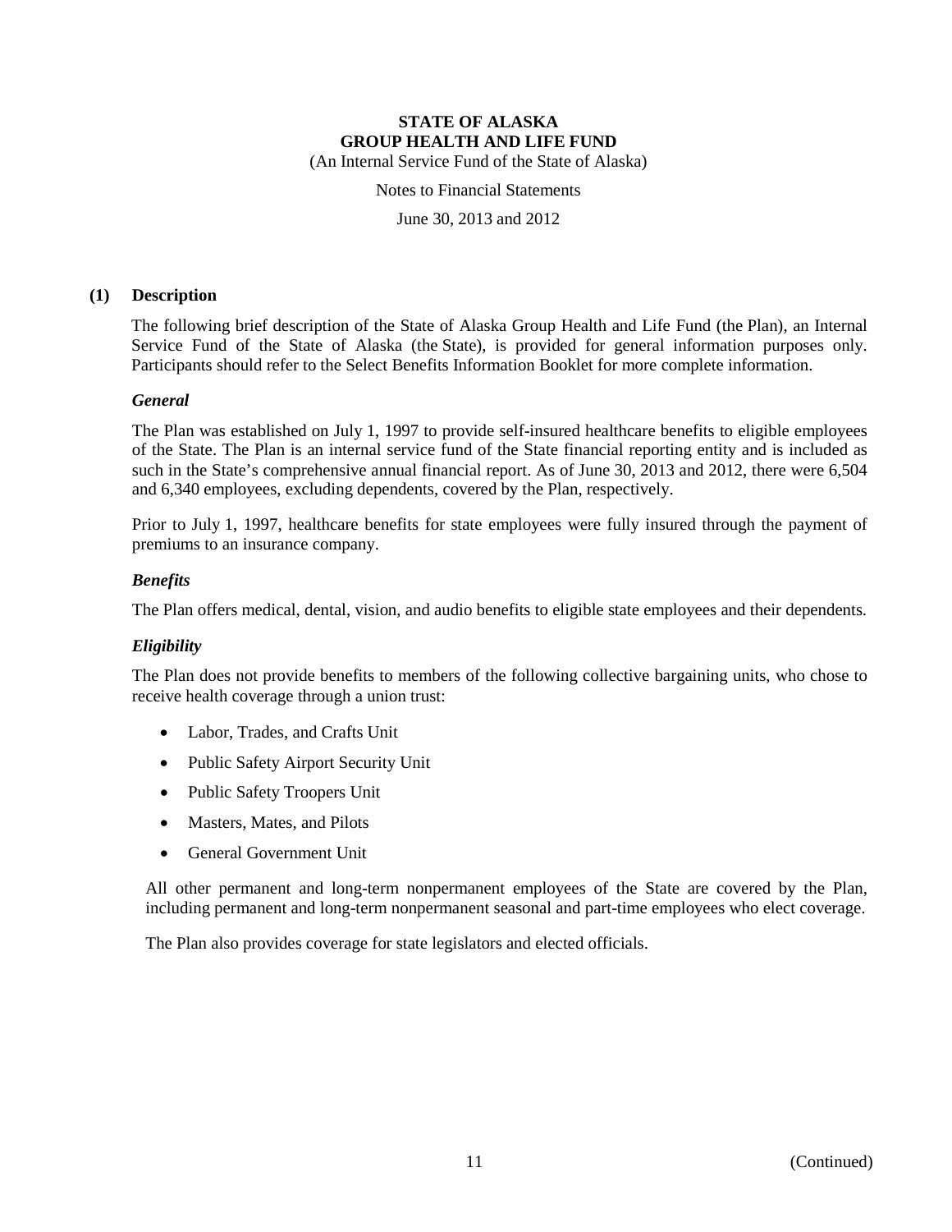# STATE OF ALASKA
# GROUP HEALTH AND LIFE FUND

(An Internal Service Fund of the State of Alaska)

Notes to Financial Statements

June 30, 2013 and 2012

## (1) Description

The following brief description of the State of Alaska Group Health and Life Fund (the Plan), an Internal Service Fund of the State of Alaska (the State), is provided for general information purposes only. Participants should refer to the Select Benefits Information Booklet for more complete information.

### *General*

The Plan was established on July 1, 1997 to provide self-insured healthcare benefits to eligible employees of the State. The Plan is an internal service fund of the State financial reporting entity and is included as such in the State's comprehensive annual financial report. As of June 30, 2013 and 2012, there were 6,504 and 6,340 employees, excluding dependents, covered by the Plan, respectively.

Prior to July 1, 1997, healthcare benefits for state employees were fully insured through the payment of premiums to an insurance company.

### *Benefits*

The Plan offers medical, dental, vision, and audio benefits to eligible state employees and their dependents.

### *Eligibility*

The Plan does not provide benefits to members of the following collective bargaining units, who chose to receive health coverage through a union trust:

- Labor, Trades, and Crafts Unit
- Public Safety Airport Security Unit
- Public Safety Troopers Unit
- Masters, Mates, and Pilots
- General Government Unit

All other permanent and long-term nonpermanent employees of the State are covered by the Plan, including permanent and long-term nonpermanent seasonal and part-time employees who elect coverage.

The Plan also provides coverage for state legislators and elected officials.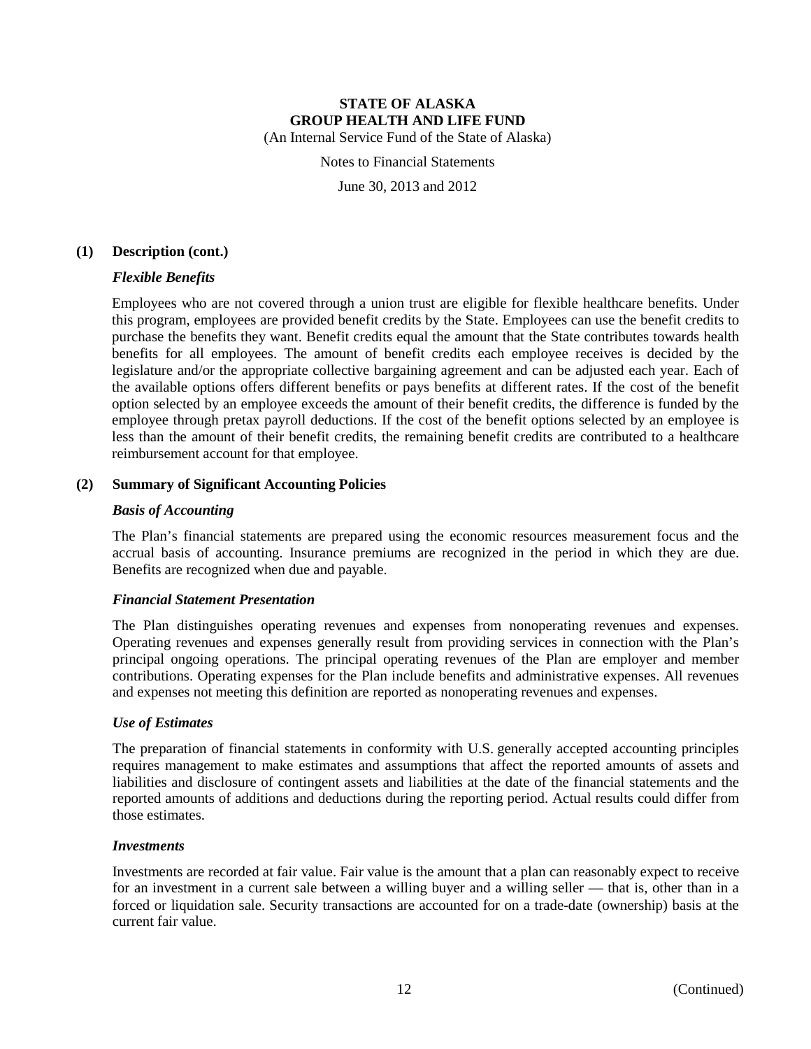## (1) Description (cont.)

### *Flexible Benefits*

Employees who are not covered through a union trust are eligible for flexible healthcare benefits. Under this program, employees are provided benefit credits by the State. Employees can use the benefit credits to purchase the benefits they want. Benefit credits equal the amount that the State contributes towards health benefits for all employees. The amount of benefit credits each employee receives is decided by the legislature and/or the appropriate collective bargaining agreement and can be adjusted each year. Each of the available options offers different benefits or pays benefits at different rates. If the cost of the benefit option selected by an employee exceeds the amount of their benefit credits, the difference is funded by the employee through pretax payroll deductions. If the cost of the benefit options selected by an employee is less than the amount of their benefit credits, the remaining benefit credits are contributed to a healthcare reimbursement account for that employee.

## (2) Summary of Significant Accounting Policies

### *Basis of Accounting*

The Plan's financial statements are prepared using the economic resources measurement focus and the accrual basis of accounting. Insurance premiums are recognized in the period in which they are due. Benefits are recognized when due and payable.

### *Financial Statement Presentation*

The Plan distinguishes operating revenues and expenses from nonoperating revenues and expenses. Operating revenues and expenses generally result from providing services in connection with the Plan's principal ongoing operations. The principal operating revenues of the Plan are employer and member contributions. Operating expenses for the Plan include benefits and administrative expenses. All revenues and expenses not meeting this definition are reported as nonoperating revenues and expenses.

### *Use of Estimates*

The preparation of financial statements in conformity with U.S. generally accepted accounting principles requires management to make estimates and assumptions that affect the reported amounts of assets and liabilities and disclosure of contingent assets and liabilities at the date of the financial statements and the reported amounts of additions and deductions during the reporting period. Actual results could differ from those estimates.

### *Investments*

Investments are recorded at fair value. Fair value is the amount that a plan can reasonably expect to receive for an investment in a current sale between a willing buyer and a willing seller — that is, other than in a forced or liquidation sale. Security transactions are accounted for on a trade-date (ownership) basis at the current fair value.

(Continued)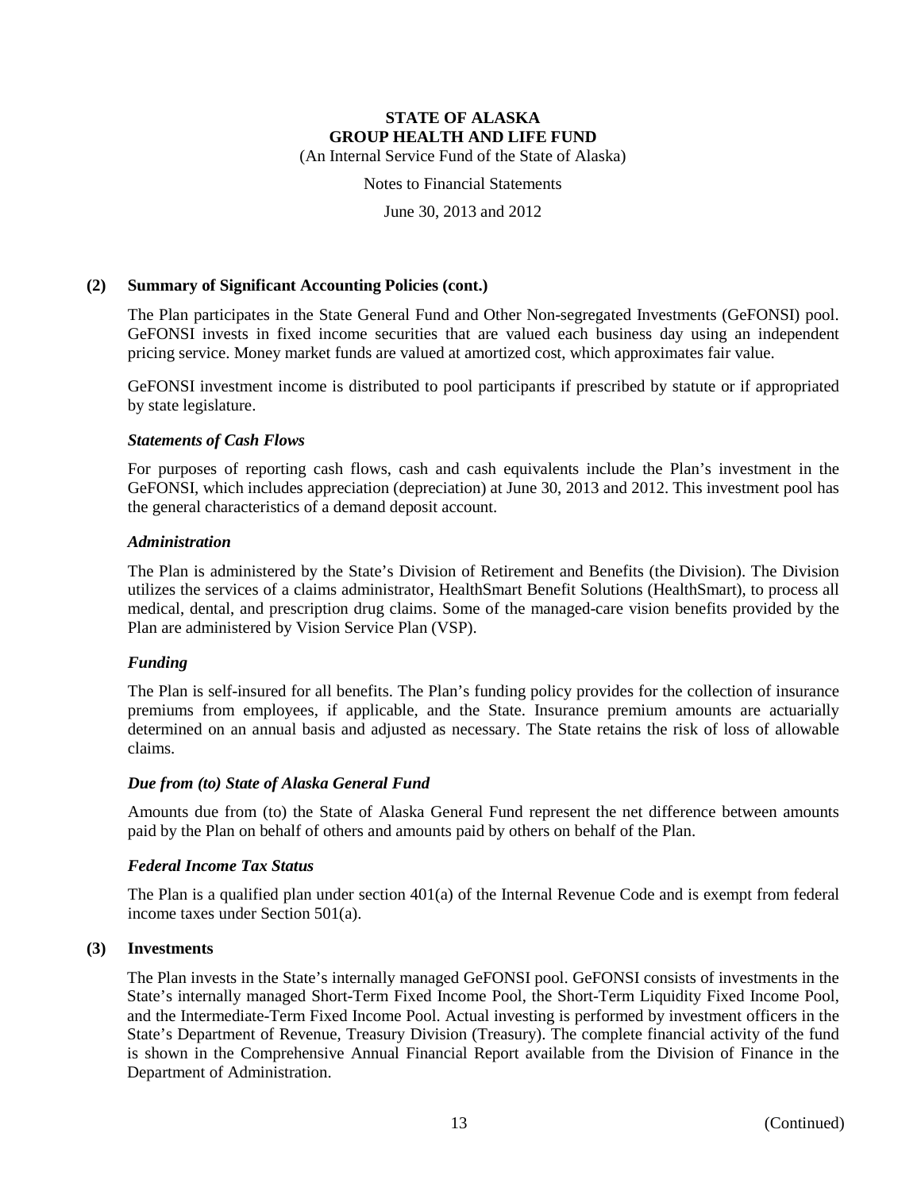## (2) Summary of Significant Accounting Policies (cont.)

The Plan participates in the State General Fund and Other Non-segregated Investments (GeFONSI) pool. GeFONSI invests in fixed income securities that are valued each business day using an independent pricing service. Money market funds are valued at amortized cost, which approximates fair value.

GeFONSI investment income is distributed to pool participants if prescribed by statute or if appropriated by state legislature.

### *Statements of Cash Flows*

For purposes of reporting cash flows, cash and cash equivalents include the Plan's investment in the GeFONSI, which includes appreciation (depreciation) at June 30, 2013 and 2012. This investment pool has the general characteristics of a demand deposit account.

### *Administration*

The Plan is administered by the State's Division of Retirement and Benefits (the Division). The Division utilizes the services of a claims administrator, HealthSmart Benefit Solutions (HealthSmart), to process all medical, dental, and prescription drug claims. Some of the managed-care vision benefits provided by the Plan are administered by Vision Service Plan (VSP).

### *Funding*

The Plan is self-insured for all benefits. The Plan's funding policy provides for the collection of insurance premiums from employees, if applicable, and the State. Insurance premium amounts are actuarially determined on an annual basis and adjusted as necessary. The State retains the risk of loss of allowable claims.

### *Due from (to) State of Alaska General Fund*

Amounts due from (to) the State of Alaska General Fund represent the net difference between amounts paid by the Plan on behalf of others and amounts paid by others on behalf of the Plan.

### *Federal Income Tax Status*

The Plan is a qualified plan under section 401(a) of the Internal Revenue Code and is exempt from federal income taxes under Section 501(a).

## (3) Investments

The Plan invests in the State's internally managed GeFONSI pool. GeFONSI consists of investments in the State's internally managed Short-Term Fixed Income Pool, the Short-Term Liquidity Fixed Income Pool, and the Intermediate-Term Fixed Income Pool. Actual investing is performed by investment officers in the State's Department of Revenue, Treasury Division (Treasury). The complete financial activity of the fund is shown in the Comprehensive Annual Financial Report available from the Division of Finance in the Department of Administration.

(Continued)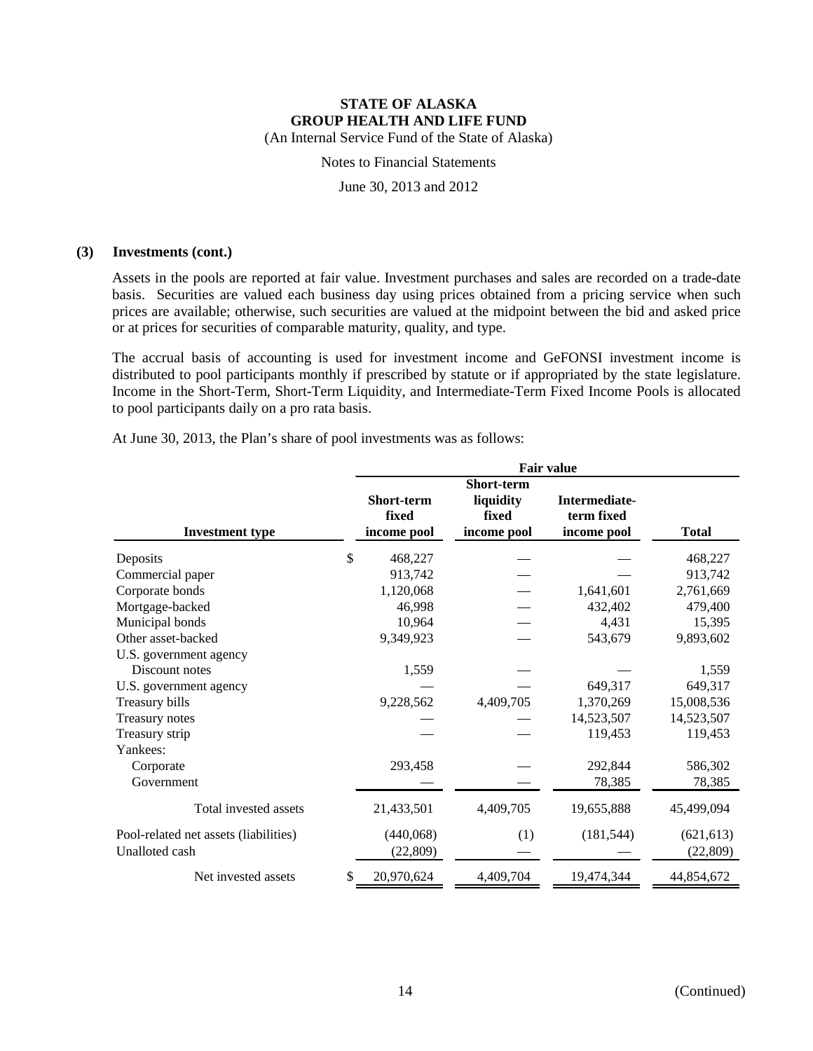# STATE OF ALASKA
## GROUP HEALTH AND LIFE FUND
(An Internal Service Fund of the State of Alaska)

Notes to Financial Statements

June 30, 2013 and 2012

### (3) Investments (cont.)

Assets in the pools are reported at fair value. Investment purchases and sales are recorded on a trade-date basis. Securities are valued each business day using prices obtained from a pricing service when such prices are available; otherwise, such securities are valued at the midpoint between the bid and asked price or at prices for securities of comparable maturity, quality, and type.

The accrual basis of accounting is used for investment income and GeFONSI investment income is distributed to pool participants monthly if prescribed by statute or if appropriated by the state legislature. Income in the Short-Term, Short-Term Liquidity, and Intermediate-Term Fixed Income Pools is allocated to pool participants daily on a pro rata basis.

At June 30, 2013, the Plan's share of pool investments was as follows:

| | Fair value | | | |
|---|---|---|---|---|
| **Investment type** | **Short-term fixed income pool** | **Short-term liquidity fixed income pool** | **Intermediate-term fixed income pool** | **Total** |
| Deposits | $ 468,227 | — | — | 468,227 |
| Commercial paper | 913,742 | — | — | 913,742 |
| Corporate bonds | 1,120,068 | — | 1,641,601 | 2,761,669 |
| Mortgage-backed | 46,998 | — | 432,402 | 479,400 |
| Municipal bonds | 10,964 | — | 4,431 | 15,395 |
| Other asset-backed | 9,349,923 | — | 543,679 | 9,893,602 |
| U.S. government agency Discount notes | 1,559 | — | — | 1,559 |
| U.S. government agency | — | — | 649,317 | 649,317 |
| Treasury bills | 9,228,562 | 4,409,705 | 1,370,269 | 15,008,536 |
| Treasury notes | — | — | 14,523,507 | 14,523,507 |
| Treasury strip | — | — | 119,453 | 119,453 |
| Yankees: | | | | |
| Corporate | 293,458 | — | 292,844 | 586,302 |
| Government | — | — | 78,385 | 78,385 |
| Total invested assets | 21,433,501 | 4,409,705 | 19,655,888 | 45,499,094 |
| Pool-related net assets (liabilities) | (440,068) | (1) | (181,544) | (621,613) |
| Unalloted cash | (22,809) | — | — | (22,809) |
| Net invested assets | $ 20,970,624 | 4,409,704 | 19,474,344 | 44,854,672 |

(Continued)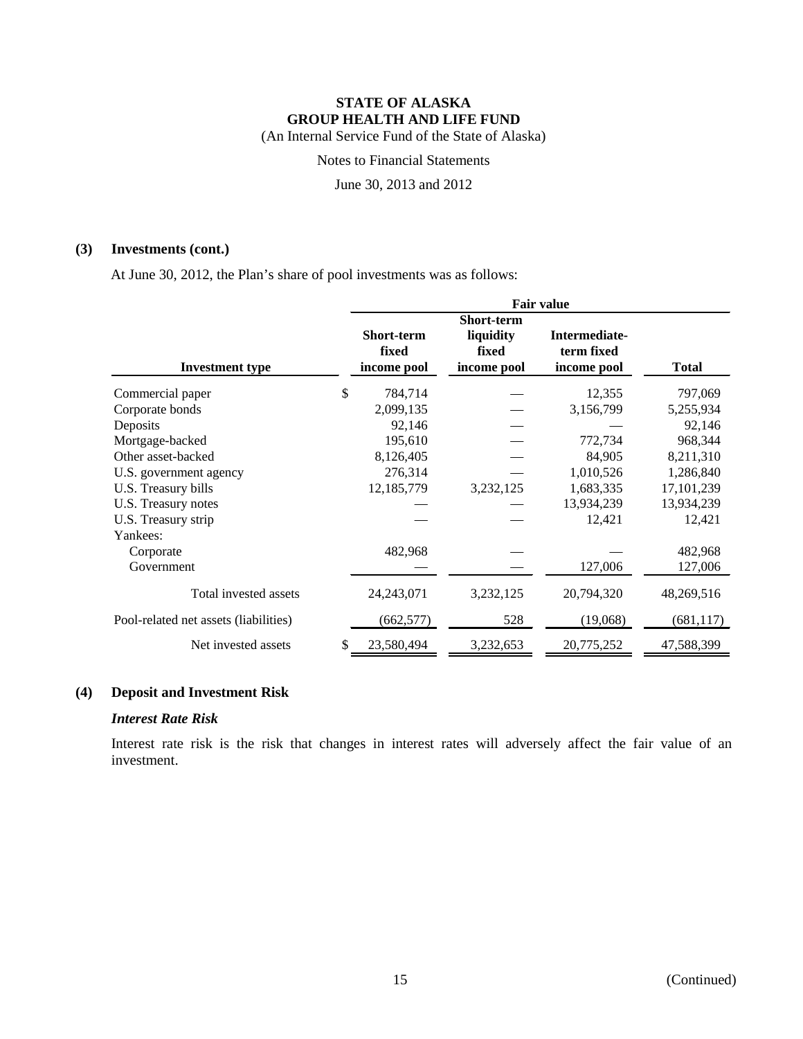# STATE OF ALASKA
# GROUP HEALTH AND LIFE FUND

(An Internal Service Fund of the State of Alaska)

Notes to Financial Statements

June 30, 2013 and 2012

## (3) Investments (cont.)

At June 30, 2012, the Plan's share of pool investments was as follows:

| | Fair value | | | |
|---|---|---|---|---|
| **Investment type** | **Short-term fixed income pool** | **Short-term liquidity fixed income pool** | **Intermediate-term fixed income pool** | **Total** |
| Commercial paper | $ 784,714 | — | 12,355 | 797,069 |
| Corporate bonds | 2,099,135 | — | 3,156,799 | 5,255,934 |
| Deposits | 92,146 | — | — | 92,146 |
| Mortgage-backed | 195,610 | — | 772,734 | 968,344 |
| Other asset-backed | 8,126,405 | — | 84,905 | 8,211,310 |
| U.S. government agency | 276,314 | — | 1,010,526 | 1,286,840 |
| U.S. Treasury bills | 12,185,779 | 3,232,125 | 1,683,335 | 17,101,239 |
| U.S. Treasury notes | — | — | 13,934,239 | 13,934,239 |
| U.S. Treasury strip | — | — | 12,421 | 12,421 |
| Yankees: | | | | |
| Corporate | 482,968 | — | — | 482,968 |
| Government | — | — | 127,006 | 127,006 |
| Total invested assets | 24,243,071 | 3,232,125 | 20,794,320 | 48,269,516 |
| Pool-related net assets (liabilities) | (662,577) | 528 | (19,068) | (681,117) |
| Net invested assets | $ 23,580,494 | 3,232,653 | 20,775,252 | 47,588,399 |

## (4) Deposit and Investment Risk

### *Interest Rate Risk*

Interest rate risk is the risk that changes in interest rates will adversely affect the fair value of an investment.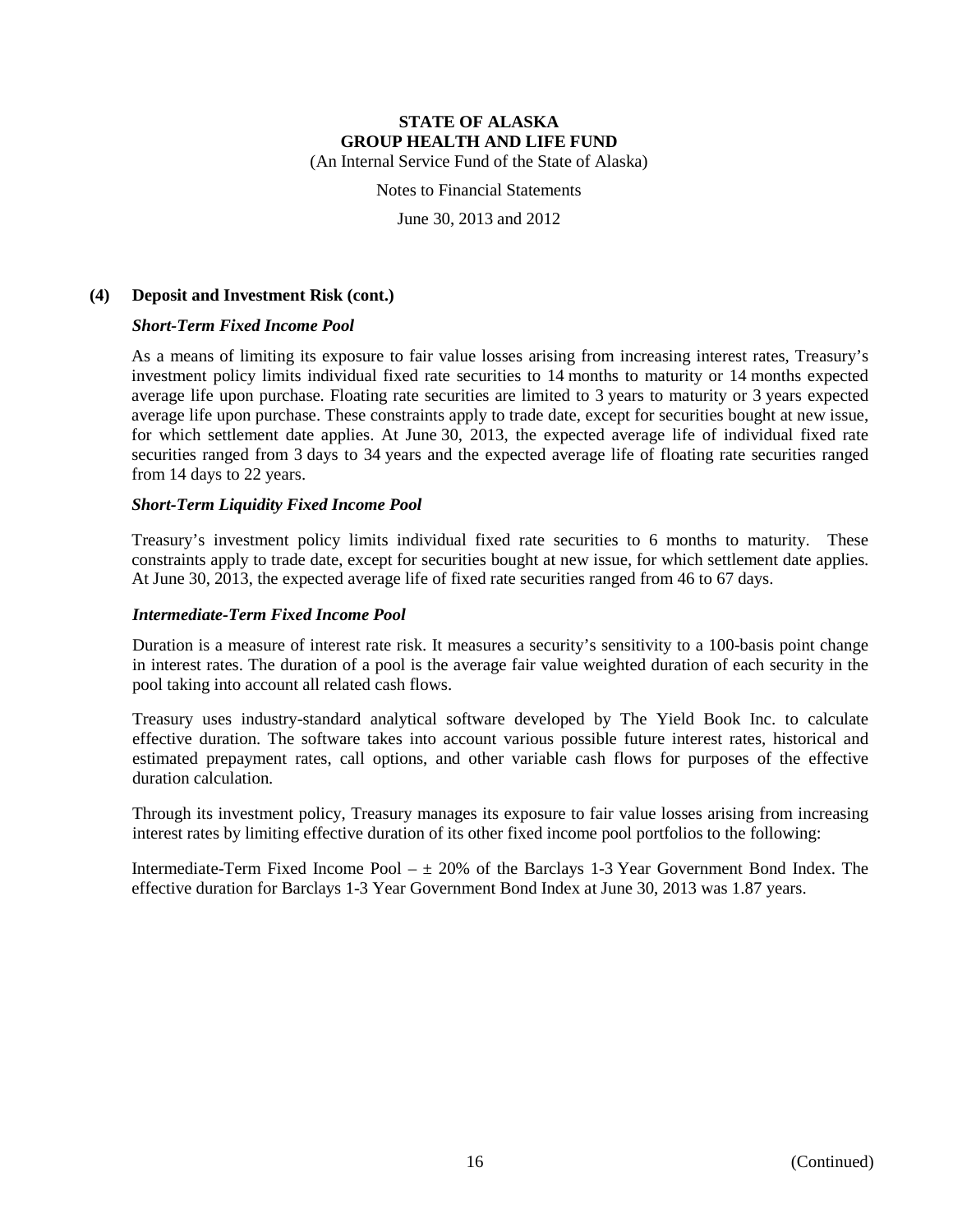# STATE OF ALASKA
# GROUP HEALTH AND LIFE FUND

(An Internal Service Fund of the State of Alaska)

Notes to Financial Statements

June 30, 2013 and 2012

## (4) Deposit and Investment Risk (cont.)

### *Short-Term Fixed Income Pool*

As a means of limiting its exposure to fair value losses arising from increasing interest rates, Treasury's investment policy limits individual fixed rate securities to 14 months to maturity or 14 months expected average life upon purchase. Floating rate securities are limited to 3 years to maturity or 3 years expected average life upon purchase. These constraints apply to trade date, except for securities bought at new issue, for which settlement date applies. At June 30, 2013, the expected average life of individual fixed rate securities ranged from 3 days to 34 years and the expected average life of floating rate securities ranged from 14 days to 22 years.

### *Short-Term Liquidity Fixed Income Pool*

Treasury's investment policy limits individual fixed rate securities to 6 months to maturity. These constraints apply to trade date, except for securities bought at new issue, for which settlement date applies. At June 30, 2013, the expected average life of fixed rate securities ranged from 46 to 67 days.

### *Intermediate-Term Fixed Income Pool*

Duration is a measure of interest rate risk. It measures a security's sensitivity to a 100-basis point change in interest rates. The duration of a pool is the average fair value weighted duration of each security in the pool taking into account all related cash flows.

Treasury uses industry-standard analytical software developed by The Yield Book Inc. to calculate effective duration. The software takes into account various possible future interest rates, historical and estimated prepayment rates, call options, and other variable cash flows for purposes of the effective duration calculation.

Through its investment policy, Treasury manages its exposure to fair value losses arising from increasing interest rates by limiting effective duration of its other fixed income pool portfolios to the following:

Intermediate-Term Fixed Income Pool – ± 20% of the Barclays 1-3 Year Government Bond Index. The effective duration for Barclays 1-3 Year Government Bond Index at June 30, 2013 was 1.87 years.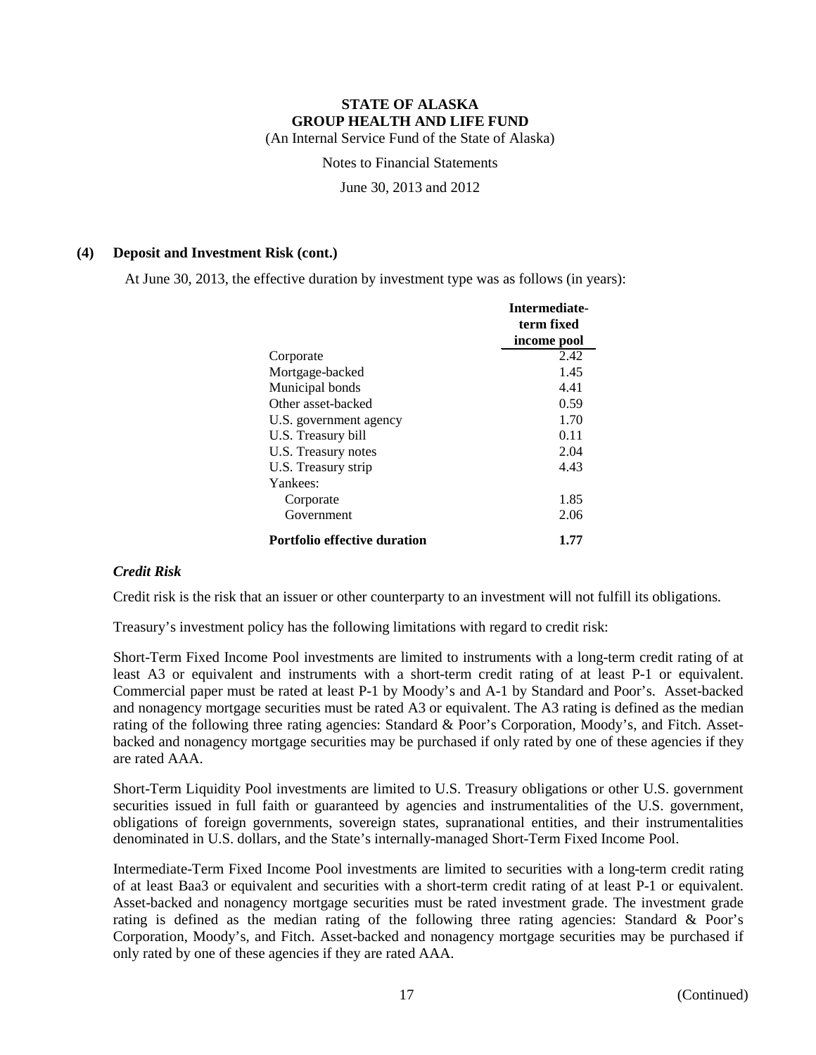## (4) Deposit and Investment Risk (cont.)

At June 30, 2013, the effective duration by investment type was as follows (in years):

| | Intermediate-term fixed income pool |
|---|---|
| Corporate | 2.42 |
| Mortgage-backed | 1.45 |
| Municipal bonds | 4.41 |
| Other asset-backed | 0.59 |
| U.S. government agency | 1.70 |
| U.S. Treasury bill | 0.11 |
| U.S. Treasury notes | 2.04 |
| U.S. Treasury strip | 4.43 |
| Yankees: | |
| Corporate | 1.85 |
| Government | 2.06 |
| **Portfolio effective duration** | **1.77** |

### *Credit Risk*

Credit risk is the risk that an issuer or other counterparty to an investment will not fulfill its obligations.

Treasury's investment policy has the following limitations with regard to credit risk:

Short-Term Fixed Income Pool investments are limited to instruments with a long-term credit rating of at least A3 or equivalent and instruments with a short-term credit rating of at least P-1 or equivalent. Commercial paper must be rated at least P-1 by Moody's and A-1 by Standard and Poor's. Asset-backed and nonagency mortgage securities must be rated A3 or equivalent. The A3 rating is defined as the median rating of the following three rating agencies: Standard & Poor's Corporation, Moody's, and Fitch. Asset-backed and nonagency mortgage securities may be purchased if only rated by one of these agencies if they are rated AAA.

Short-Term Liquidity Pool investments are limited to U.S. Treasury obligations or other U.S. government securities issued in full faith or guaranteed by agencies and instrumentalities of the U.S. government, obligations of foreign governments, sovereign states, supranational entities, and their instrumentalities denominated in U.S. dollars, and the State's internally-managed Short-Term Fixed Income Pool.

Intermediate-Term Fixed Income Pool investments are limited to securities with a long-term credit rating of at least Baa3 or equivalent and securities with a short-term credit rating of at least P-1 or equivalent. Asset-backed and nonagency mortgage securities must be rated investment grade. The investment grade rating is defined as the median rating of the following three rating agencies: Standard & Poor's Corporation, Moody's, and Fitch. Asset-backed and nonagency mortgage securities may be purchased if only rated by one of these agencies if they are rated AAA.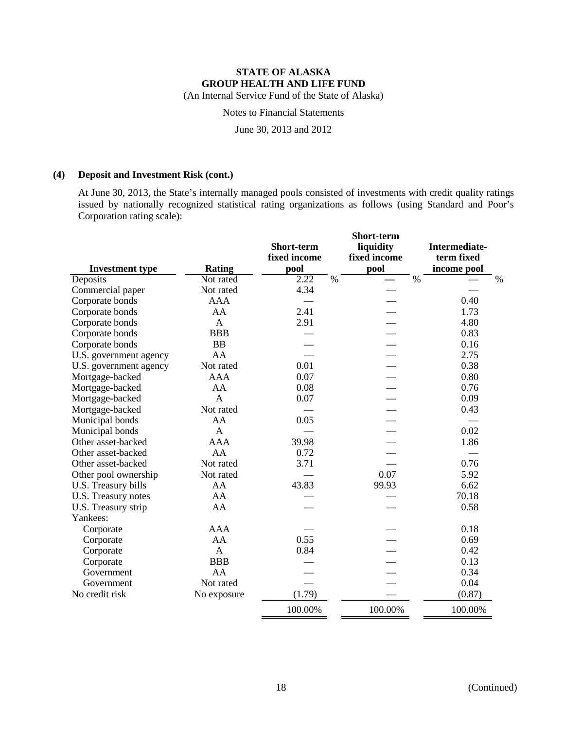**STATE OF ALASKA**
**GROUP HEALTH AND LIFE FUND**
(An Internal Service Fund of the State of Alaska)

Notes to Financial Statements

June 30, 2013 and 2012

**(4) Deposit and Investment Risk (cont.)**

At June 30, 2013, the State's internally managed pools consisted of investments with credit quality ratings issued by nationally recognized statistical rating organizations as follows (using Standard and Poor's Corporation rating scale):

| Investment type | Rating | Short-term fixed income pool | Short-term liquidity fixed income pool | Intermediate-term fixed income pool |
|---|---|---|---|---|
| Deposits | Not rated | 2.22 % | — % | — % |
| Commercial paper | Not rated | 4.34 | — | — |
| Corporate bonds | AAA | — | — | 0.40 |
| Corporate bonds | AA | 2.41 | — | 1.73 |
| Corporate bonds | A | 2.91 | — | 4.80 |
| Corporate bonds | BBB | — | — | 0.83 |
| Corporate bonds | BB | — | — | 0.16 |
| U.S. government agency | AA | — | — | 2.75 |
| U.S. government agency | Not rated | 0.01 | — | 0.38 |
| Mortgage-backed | AAA | 0.07 | — | 0.80 |
| Mortgage-backed | AA | 0.08 | — | 0.76 |
| Mortgage-backed | A | 0.07 | — | 0.09 |
| Mortgage-backed | Not rated | — | — | 0.43 |
| Municipal bonds | AA | 0.05 | — | — |
| Municipal bonds | A | — | — | 0.02 |
| Other asset-backed | AAA | 39.98 | — | 1.86 |
| Other asset-backed | AA | 0.72 | — | — |
| Other asset-backed | Not rated | 3.71 | — | 0.76 |
| Other pool ownership | Not rated | — | 0.07 | 5.92 |
| U.S. Treasury bills | AA | 43.83 | 99.93 | 6.62 |
| U.S. Treasury notes | AA | — | — | 70.18 |
| U.S. Treasury strip | AA | — | — | 0.58 |
| Yankees: | | | | |
| Corporate | AAA | — | — | 0.18 |
| Corporate | AA | 0.55 | — | 0.69 |
| Corporate | A | 0.84 | — | 0.42 |
| Corporate | BBB | — | — | 0.13 |
| Government | AA | — | — | 0.34 |
| Government | Not rated | — | — | 0.04 |
| No credit risk | No exposure | (1.79) | — | (0.87) |
| | | 100.00% | 100.00% | 100.00% |

(Continued)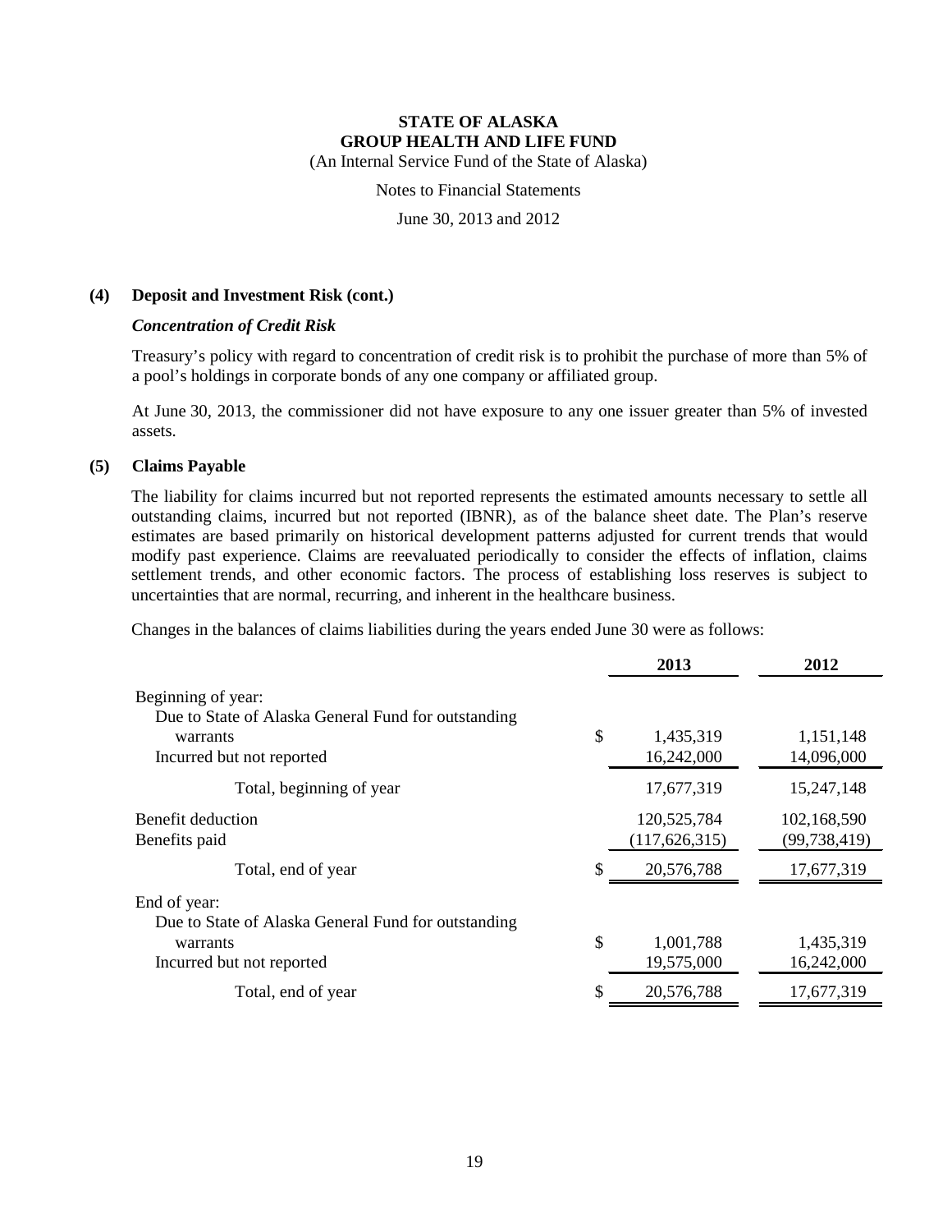**STATE OF ALASKA**
**GROUP HEALTH AND LIFE FUND**
(An Internal Service Fund of the State of Alaska)

Notes to Financial Statements

June 30, 2013 and 2012

### (4) Deposit and Investment Risk (cont.)

***Concentration of Credit Risk***

Treasury's policy with regard to concentration of credit risk is to prohibit the purchase of more than 5% of a pool's holdings in corporate bonds of any one company or affiliated group.

At June 30, 2013, the commissioner did not have exposure to any one issuer greater than 5% of invested assets.

### (5) Claims Payable

The liability for claims incurred but not reported represents the estimated amounts necessary to settle all outstanding claims, incurred but not reported (IBNR), as of the balance sheet date. The Plan's reserve estimates are based primarily on historical development patterns adjusted for current trends that would modify past experience. Claims are reevaluated periodically to consider the effects of inflation, claims settlement trends, and other economic factors. The process of establishing loss reserves is subject to uncertainties that are normal, recurring, and inherent in the healthcare business.

Changes in the balances of claims liabilities during the years ended June 30 were as follows:

| | 2013 | 2012 |
|---|---|---|
| Beginning of year: | | |
| Due to State of Alaska General Fund for outstanding warrants | $ 1,435,319 | 1,151,148 |
| Incurred but not reported | 16,242,000 | 14,096,000 |
| Total, beginning of year | 17,677,319 | 15,247,148 |
| Benefit deduction | 120,525,784 | 102,168,590 |
| Benefits paid | (117,626,315) | (99,738,419) |
| Total, end of year | $ 20,576,788 | 17,677,319 |
| End of year: | | |
| Due to State of Alaska General Fund for outstanding warrants | $ 1,001,788 | 1,435,319 |
| Incurred but not reported | 19,575,000 | 16,242,000 |
| Total, end of year | $ 20,576,788 | 17,677,319 |